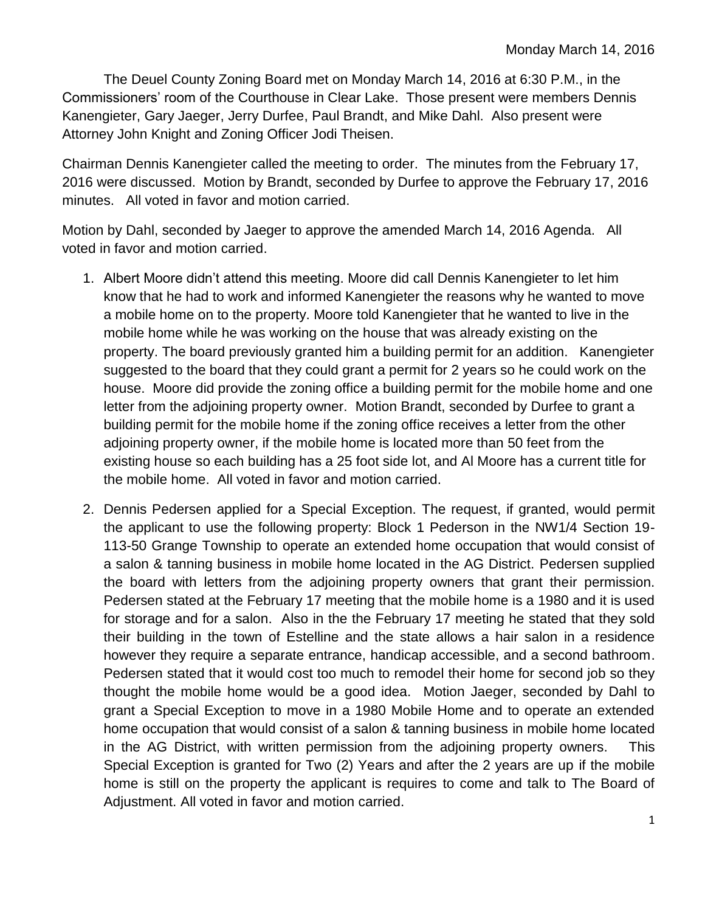Monday March 14, 2016

The Deuel County Zoning Board met on Monday March 14, 2016 at 6:30 P.M., in the Commissioners' room of the Courthouse in Clear Lake. Those present were members Dennis Kanengieter, Gary Jaeger, Jerry Durfee, Paul Brandt, and Mike Dahl. Also present were Attorney John Knight and Zoning Officer Jodi Theisen.

Chairman Dennis Kanengieter called the meeting to order. The minutes from the February 17, 2016 were discussed. Motion by Brandt, seconded by Durfee to approve the February 17, 2016 minutes. All voted in favor and motion carried.

Motion by Dahl, seconded by Jaeger to approve the amended March 14, 2016 Agenda. All voted in favor and motion carried.

1. Albert Moore didn't attend this meeting. Moore did call Dennis Kanengieter to let him know that he had to work and informed Kanengieter the reasons why he wanted to move a mobile home on to the property. Moore told Kanengieter that he wanted to live in the mobile home while he was working on the house that was already existing on the property. The board previously granted him a building permit for an addition. Kanengieter suggested to the board that they could grant a permit for 2 years so he could work on the house. Moore did provide the zoning office a building permit for the mobile home and one letter from the adjoining property owner. Motion Brandt, seconded by Durfee to grant a building permit for the mobile home if the zoning office receives a letter from the other adjoining property owner, if the mobile home is located more than 50 feet from the existing house so each building has a 25 foot side lot, and Al Moore has a current title for the mobile home. All voted in favor and motion carried.

2. Dennis Pedersen applied for a Special Exception. The request, if granted, would permit the applicant to use the following property: Block 1 Pederson in the NW1/4 Section 19-113-50 Grange Township to operate an extended home occupation that would consist of a salon & tanning business in mobile home located in the AG District. Pedersen supplied the board with letters from the adjoining property owners that grant their permission. Pedersen stated at the February 17 meeting that the mobile home is a 1980 and it is used for storage and for a salon. Also in the the February 17 meeting he stated that they sold their building in the town of Estelline and the state allows a hair salon in a residence however they require a separate entrance, handicap accessible, and a second bathroom. Pedersen stated that it would cost too much to remodel their home for second job so they thought the mobile home would be a good idea. Motion Jaeger, seconded by Dahl to grant a Special Exception to move in a 1980 Mobile Home and to operate an extended home occupation that would consist of a salon & tanning business in mobile home located in the AG District, with written permission from the adjoining property owners. This Special Exception is granted for Two (2) Years and after the 2 years are up if the mobile home is still on the property the applicant is requires to come and talk to The Board of Adjustment. All voted in favor and motion carried.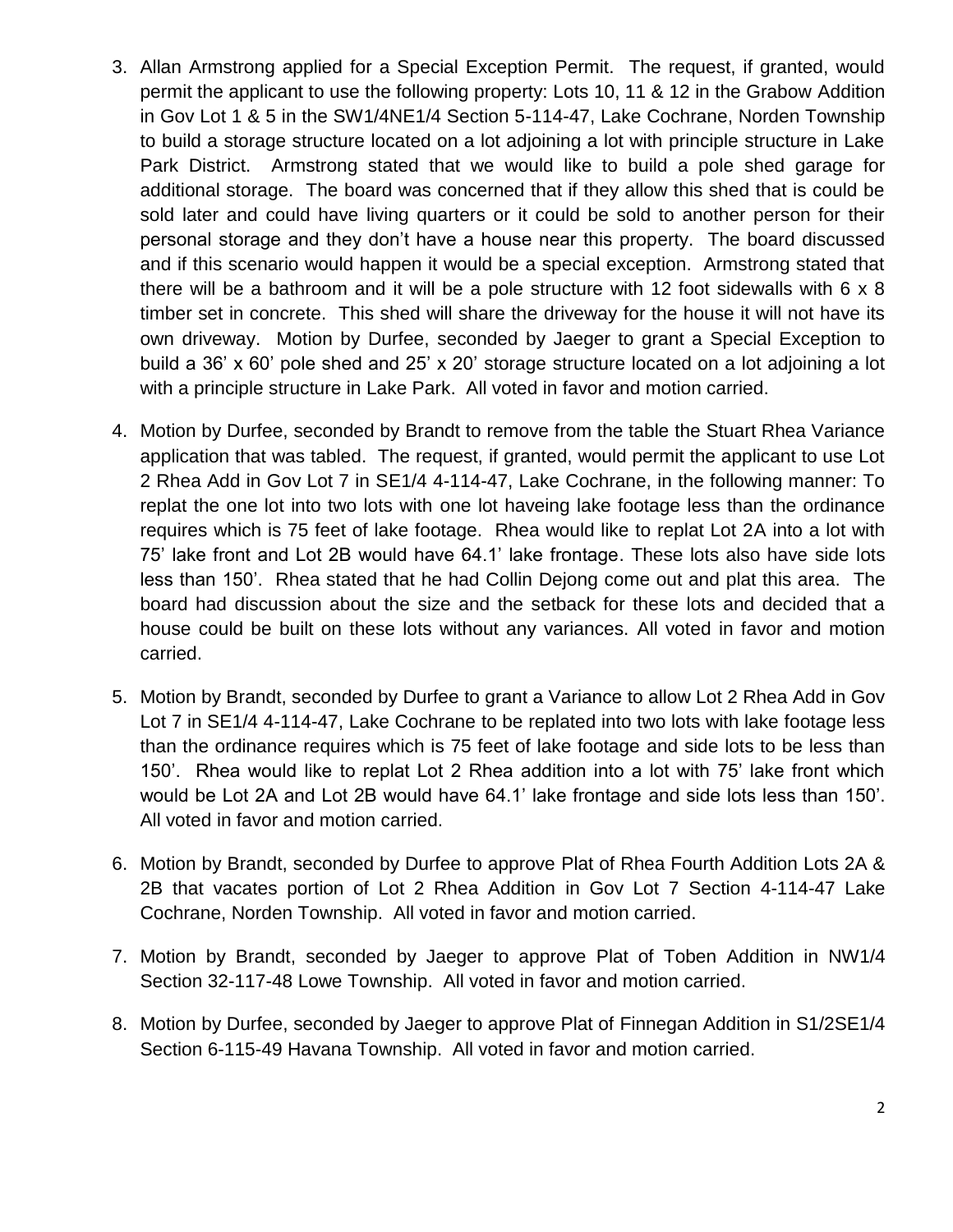3. Allan Armstrong applied for a Special Exception Permit. The request, if granted, would permit the applicant to use the following property: Lots 10, 11 & 12 in the Grabow Addition in Gov Lot 1 & 5 in the SW1/4NE1/4 Section 5-114-47, Lake Cochrane, Norden Township to build a storage structure located on a lot adjoining a lot with principle structure in Lake Park District. Armstrong stated that we would like to build a pole shed garage for additional storage. The board was concerned that if they allow this shed that is could be sold later and could have living quarters or it could be sold to another person for their personal storage and they don't have a house near this property. The board discussed and if this scenario would happen it would be a special exception. Armstrong stated that there will be a bathroom and it will be a pole structure with 12 foot sidewalls with 6 x 8 timber set in concrete. This shed will share the driveway for the house it will not have its own driveway. Motion by Durfee, seconded by Jaeger to grant a Special Exception to build a 36' x 60' pole shed and 25' x 20' storage structure located on a lot adjoining a lot with a principle structure in Lake Park. All voted in favor and motion carried.

4. Motion by Durfee, seconded by Brandt to remove from the table the Stuart Rhea Variance application that was tabled. The request, if granted, would permit the applicant to use Lot 2 Rhea Add in Gov Lot 7 in SE1/4 4-114-47, Lake Cochrane, in the following manner: To replat the one lot into two lots with one lot haveing lake footage less than the ordinance requires which is 75 feet of lake footage. Rhea would like to replat Lot 2A into a lot with 75' lake front and Lot 2B would have 64.1' lake frontage. These lots also have side lots less than 150'. Rhea stated that he had Collin Dejong come out and plat this area. The board had discussion about the size and the setback for these lots and decided that a house could be built on these lots without any variances. All voted in favor and motion carried.

5. Motion by Brandt, seconded by Durfee to grant a Variance to allow Lot 2 Rhea Add in Gov Lot 7 in SE1/4 4-114-47, Lake Cochrane to be replated into two lots with lake footage less than the ordinance requires which is 75 feet of lake footage and side lots to be less than 150'. Rhea would like to replat Lot 2 Rhea addition into a lot with 75' lake front which would be Lot 2A and Lot 2B would have 64.1' lake frontage and side lots less than 150'. All voted in favor and motion carried.

6. Motion by Brandt, seconded by Durfee to approve Plat of Rhea Fourth Addition Lots 2A & 2B that vacates portion of Lot 2 Rhea Addition in Gov Lot 7 Section 4-114-47 Lake Cochrane, Norden Township. All voted in favor and motion carried.

7. Motion by Brandt, seconded by Jaeger to approve Plat of Toben Addition in NW1/4 Section 32-117-48 Lowe Township. All voted in favor and motion carried.

8. Motion by Durfee, seconded by Jaeger to approve Plat of Finnegan Addition in S1/2SE1/4 Section 6-115-49 Havana Township. All voted in favor and motion carried.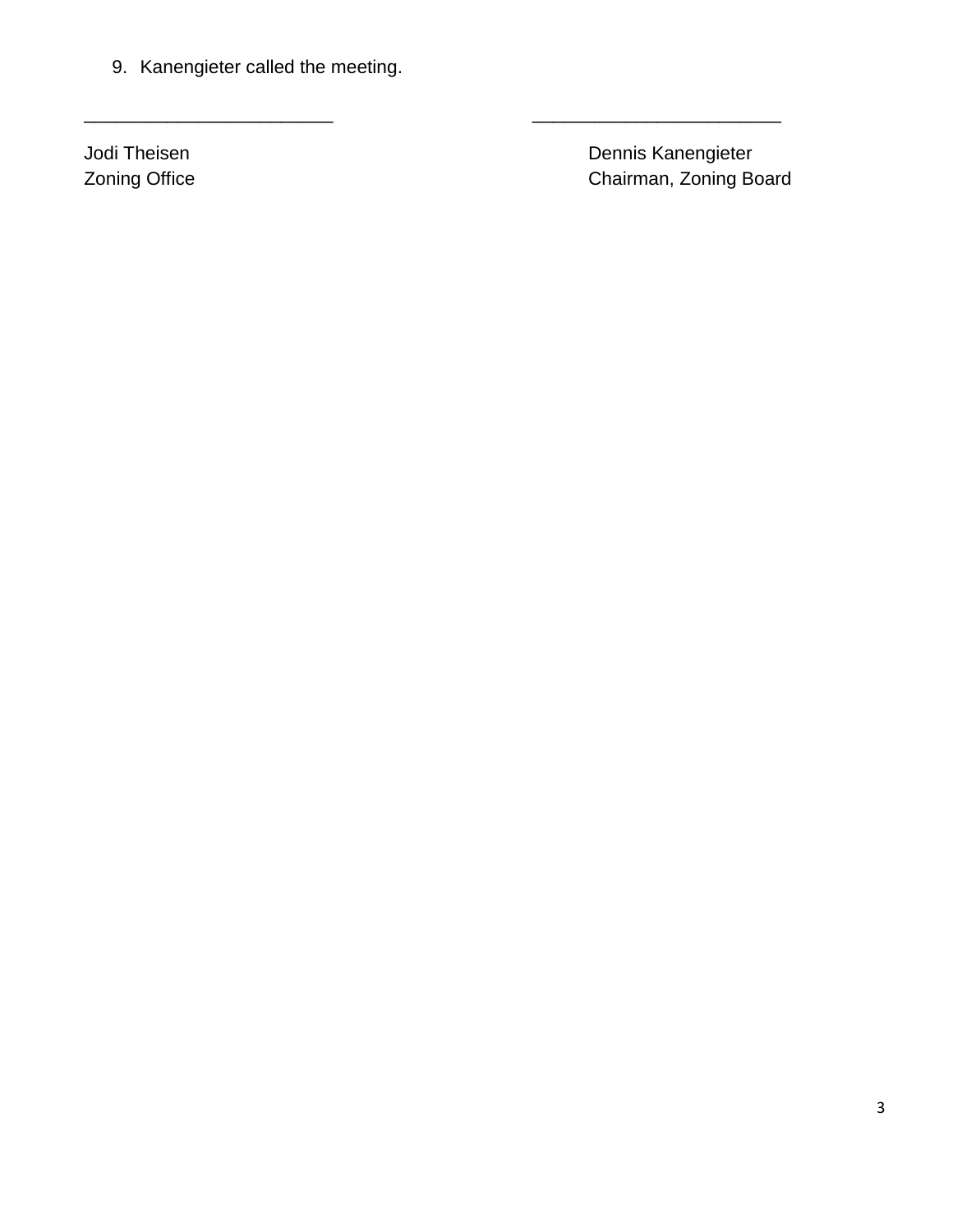9. Kanengieter called the meeting.

________________________ ________________________

Jodi Theisen
Zoning Office

Dennis Kanengieter
Chairman, Zoning Board